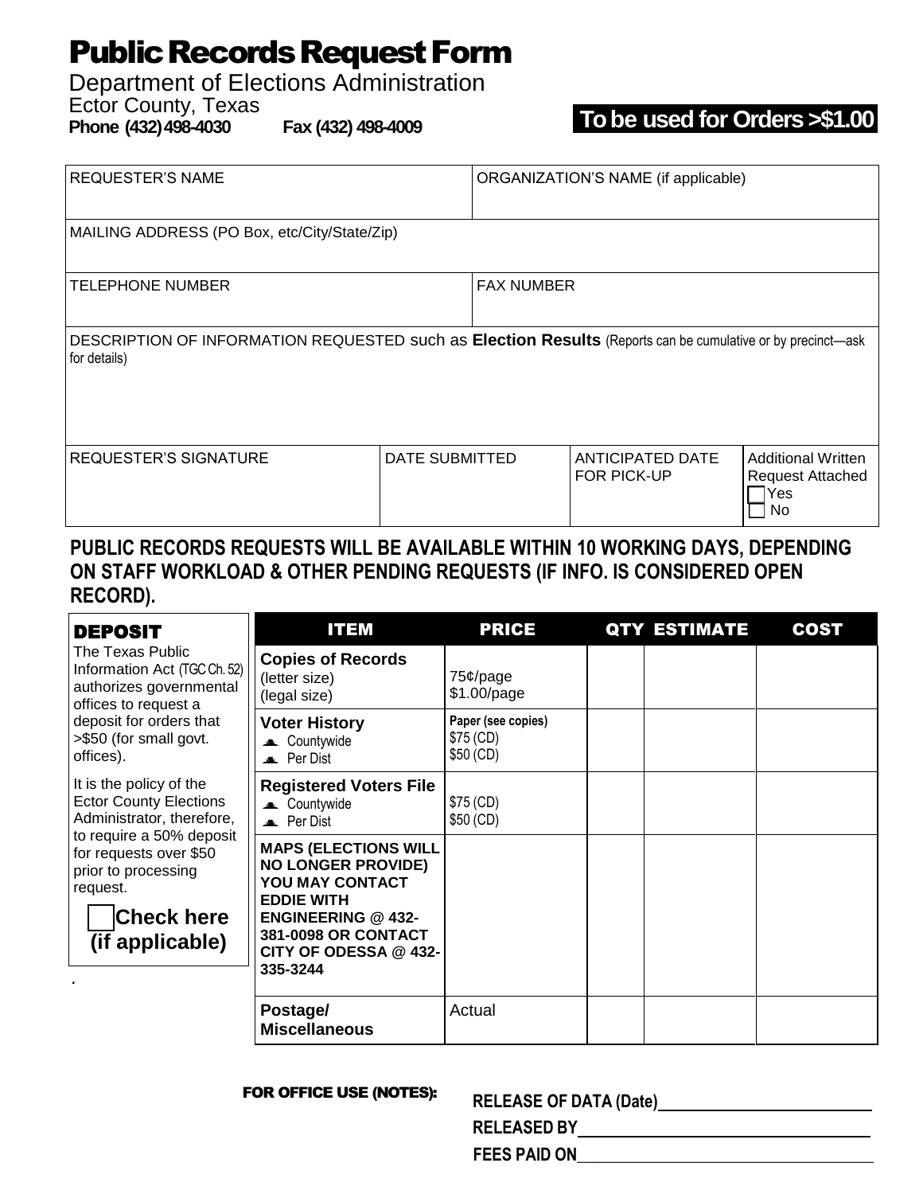# Public Records Request Form

Department of Elections Administration

Ector County, Texas

**Phone (432) 498-4030** **Fax (432) 498-4009**

**To be used for Orders >$1.00**

| REQUESTER'S NAME | | ORGANIZATION'S NAME (if applicable) | |
|---|---|---|---|
| MAILING ADDRESS (PO Box, etc/City/State/Zip) | | | |
| TELEPHONE NUMBER | | FAX NUMBER | |
| DESCRIPTION OF INFORMATION REQUESTED such as **Election Results** (Reports can be cumulative or by precinct—ask for details) | | | |
| REQUESTER'S SIGNATURE | DATE SUBMITTED | ANTICIPATED DATE FOR PICK-UP | Additional Written Request Attached ☐ Yes ☐ No |

**PUBLIC RECORDS REQUESTS WILL BE AVAILABLE WITHIN 10 WORKING DAYS, DEPENDING ON STAFF WORKLOAD & OTHER PENDING REQUESTS (IF INFO. IS CONSIDERED OPEN RECORD).**

**DEPOSIT**

The Texas Public Information Act (TGC Ch. 52) authorizes governmental offices to request a deposit for orders that >$50 (for small govt. offices).

It is the policy of the Ector County Elections Administrator, therefore, to require a 50% deposit for requests over $50 prior to processing request.

☐ **Check here (if applicable)**

.

| ITEM | PRICE | QTY | ESTIMATE | COST |
|---|---|---|---|---|
| **Copies of Records** (letter size) (legal size) | 75¢/page $1.00/page | | | |
| **Voter History** Countywide Per Dist | **Paper (see copies)** $75 (CD) $50 (CD) | | | |
| **Registered Voters File** Countywide Per Dist | $75 (CD) $50 (CD) | | | |
| **MAPS (ELECTIONS WILL NO LONGER PROVIDE) YOU MAY CONTACT EDDIE WITH ENGINEERING @ 432-381-0098 OR CONTACT CITY OF ODESSA @ 432-335-3244** | | | | |
| **Postage/ Miscellaneous** | Actual | | | |

**FOR OFFICE USE (NOTES):**

**RELEASE OF DATA (Date)**\_\_\_\_\_\_\_\_\_\_\_\_\_\_\_\_\_\_\_\_\_\_\_\_

**RELEASED BY**\_\_\_\_\_\_\_\_\_\_\_\_\_\_\_\_\_\_\_\_\_\_\_\_\_\_\_\_\_\_\_\_

**FEES PAID ON**\_\_\_\_\_\_\_\_\_\_\_\_\_\_\_\_\_\_\_\_\_\_\_\_\_\_\_\_\_\_\_\_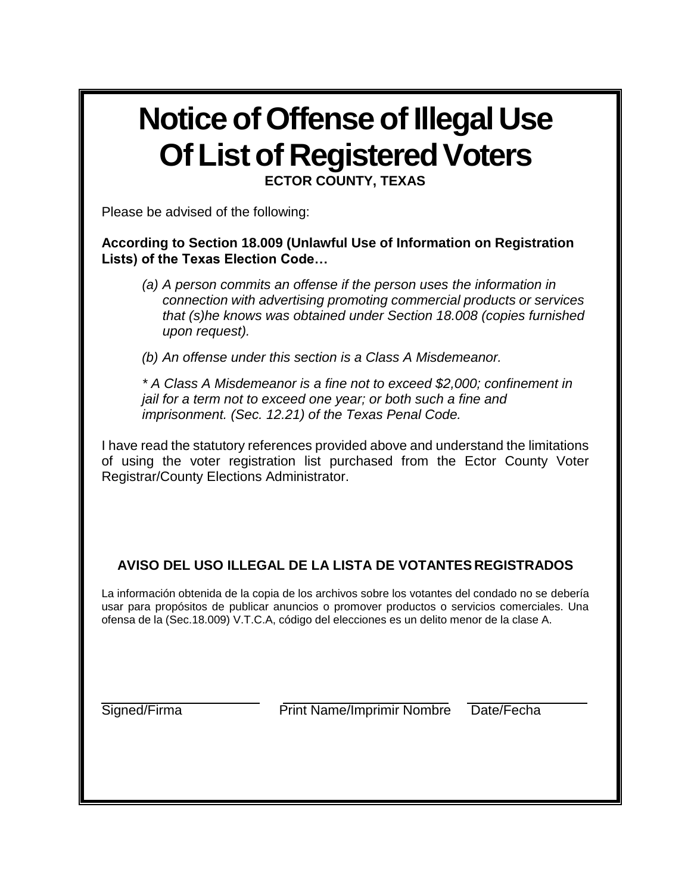# Notice of Offense of Illegal Use Of List of Registered Voters

**ECTOR COUNTY, TEXAS**

Please be advised of the following:

**According to Section 18.009 (Unlawful Use of Information on Registration Lists) of the Texas Election Code…**

> *(a) A person commits an offense if the person uses the information in connection with advertising promoting commercial products or services that (s)he knows was obtained under Section 18.008 (copies furnished upon request).*
>
> *(b) An offense under this section is a Class A Misdemeanor.*
>
> ** A Class A Misdemeanor is a fine not to exceed $2,000; confinement in jail for a term not to exceed one year; or both such a fine and imprisonment. (Sec. 12.21) of the Texas Penal Code.*

I have read the statutory references provided above and understand the limitations of using the voter registration list purchased from the Ector County Voter Registrar/County Elections Administrator.

**AVISO DEL USO ILLEGAL DE LA LISTA DE VOTANTES REGISTRADOS**

La información obtenida de la copia de los archivos sobre los votantes del condado no se debería usar para propósitos de publicar anuncios o promover productos o servicios comerciales. Una ofensa de la (Sec.18.009) V.T.C.A, código del elecciones es un delito menor de la clase A.

______________________ ______________________ ______________________

Signed/Firma Print Name/Imprimir Nombre Date/Fecha